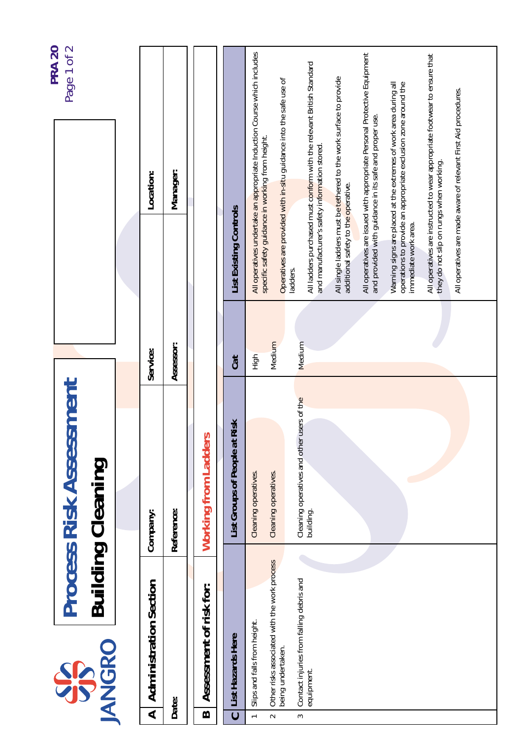JANGRO

# Process Risk Assessment

## Building Cleaning

PRA 20

| A | Administration Section | | | | |
|---|---|---|---|---|---|
| | Company: | | Service: | | Location: |
| Date: | Reference: | | Assessor: | | Manager: |

**B Assessment of risk for:** Working from Ladders

| C List Hazards Here | List Groups of People at Risk | Cat | List Existing Controls |
|---|---|---|---|
| 1 Slips and falls from height. | Cleaning operatives. | High | All operatives undertake an appropriate Induction Course which includes specific safety guidance in working from height. |
| 2 Other risks associated with the work process being undertaken. | Cleaning operatives. | Medium | Operatives are provided with in-situ guidance into the safe use of ladders. |
| 3 Contact injuries from falling debris and equipment. | Cleaning operatives and other users of the building. | Medium | All ladders purchased must conform with the relevant British Standard and manufacturer's safety information stored. |
| | | | All single ladders must be tethered to the work surface to provide additional safety to the operative. |
| | | | All operatives are issued with appropriate Personal Protective Equipment and provided with guidance in its safe and proper use. |
| | | | Warning signs are placed at the extremes of work area during all operations to provide an appropriate exclusion zone around the immediate work area. |
| | | | All operatives are instructed to wear appropriate footwear to ensure that they do not slip on rungs when working. |
| | | | All operatives are made aware of relevant First Aid procedures. |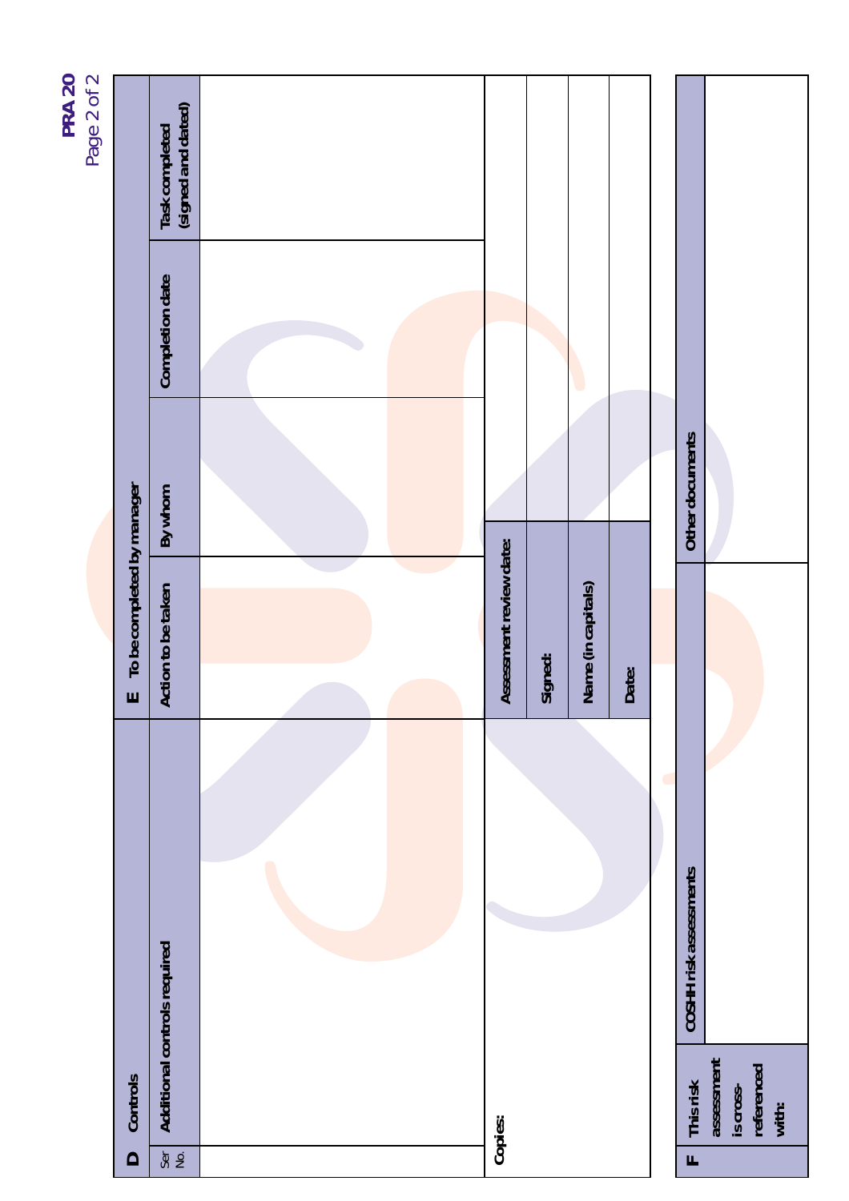| D Controls | | E To be completed by manager | | | |
|---|---|---|---|---|---|
| Ser No. | Additional controls required | Action to be taken | By whom | Completion date | Task completed (signed and dated) |
| | | | | | |

| Copies: | |
|---|---|
| | Assessment review date: |
| | Signed: |
| | Name (in capitals): |
| | Date: |

| F This risk assessment is cross-referenced with: | COSHH risk assessments | Other documents |
|---|---|---|
| | | |